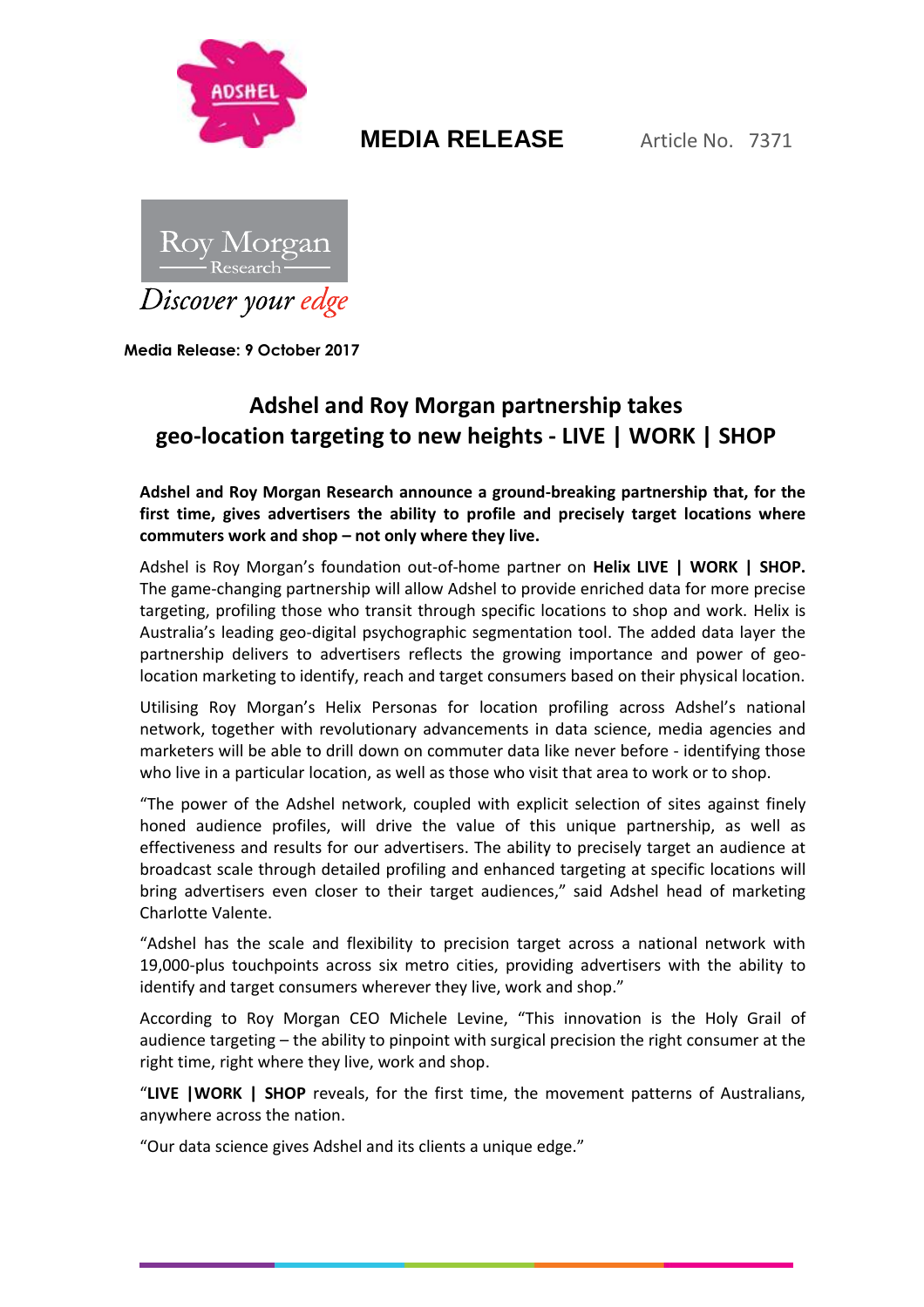**MEDIA RELEASE** Article No. 7371

Roy Morgan Research

*Discover your edge*

**Media Release: 9 October 2017**

# Adshel and Roy Morgan partnership takes geo-location targeting to new heights - LIVE | WORK | SHOP

**Adshel and Roy Morgan Research announce a ground-breaking partnership that, for the first time, gives advertisers the ability to profile and precisely target locations where commuters work and shop – not only where they live.**

Adshel is Roy Morgan's foundation out-of-home partner on **Helix LIVE | WORK | SHOP.** The game-changing partnership will allow Adshel to provide enriched data for more precise targeting, profiling those who transit through specific locations to shop and work. Helix is Australia's leading geo-digital psychographic segmentation tool. The added data layer the partnership delivers to advertisers reflects the growing importance and power of geo-location marketing to identify, reach and target consumers based on their physical location.

Utilising Roy Morgan's Helix Personas for location profiling across Adshel's national network, together with revolutionary advancements in data science, media agencies and marketers will be able to drill down on commuter data like never before - identifying those who live in a particular location, as well as those who visit that area to work or to shop.

"The power of the Adshel network, coupled with explicit selection of sites against finely honed audience profiles, will drive the value of this unique partnership, as well as effectiveness and results for our advertisers. The ability to precisely target an audience at broadcast scale through detailed profiling and enhanced targeting at specific locations will bring advertisers even closer to their target audiences," said Adshel head of marketing Charlotte Valente.

"Adshel has the scale and flexibility to precision target across a national network with 19,000-plus touchpoints across six metro cities, providing advertisers with the ability to identify and target consumers wherever they live, work and shop."

According to Roy Morgan CEO Michele Levine, "This innovation is the Holy Grail of audience targeting – the ability to pinpoint with surgical precision the right consumer at the right time, right where they live, work and shop.

"**LIVE |WORK | SHOP** reveals, for the first time, the movement patterns of Australians, anywhere across the nation.

"Our data science gives Adshel and its clients a unique edge."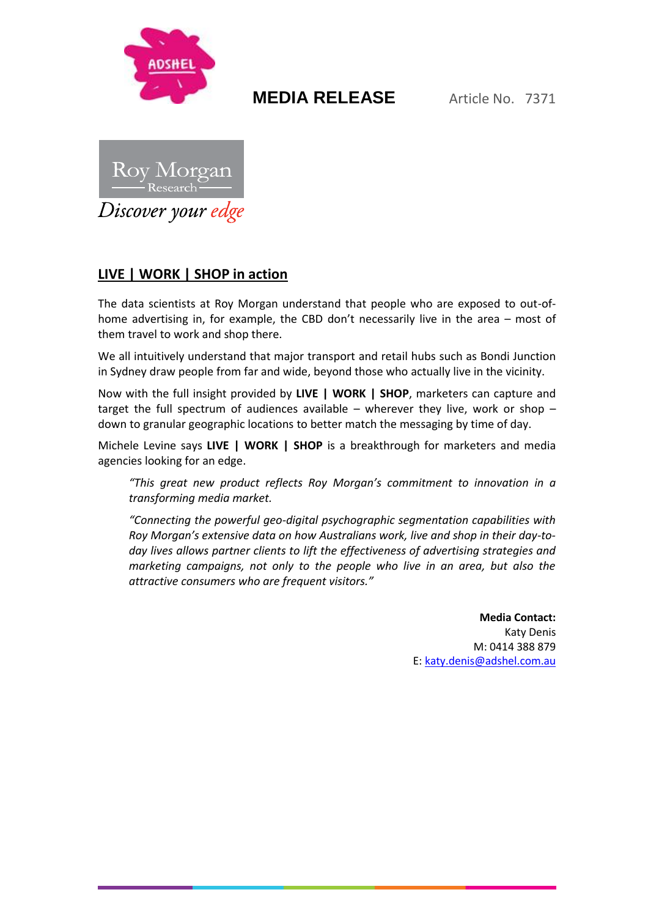**MEDIA RELEASE** Article No. 7371

Roy Morgan Research

*Discover your edge*

## LIVE | WORK | SHOP in action

The data scientists at Roy Morgan understand that people who are exposed to out-of-home advertising in, for example, the CBD don't necessarily live in the area – most of them travel to work and shop there.

We all intuitively understand that major transport and retail hubs such as Bondi Junction in Sydney draw people from far and wide, beyond those who actually live in the vicinity.

Now with the full insight provided by **LIVE | WORK | SHOP**, marketers can capture and target the full spectrum of audiences available – wherever they live, work or shop – down to granular geographic locations to better match the messaging by time of day.

Michele Levine says **LIVE | WORK | SHOP** is a breakthrough for marketers and media agencies looking for an edge.

> *"This great new product reflects Roy Morgan's commitment to innovation in a transforming media market.*
>
> *"Connecting the powerful geo-digital psychographic segmentation capabilities with Roy Morgan's extensive data on how Australians work, live and shop in their day-to-day lives allows partner clients to lift the effectiveness of advertising strategies and marketing campaigns, not only to the people who live in an area, but also the attractive consumers who are frequent visitors."*

**Media Contact:**
Katy Denis
M: 0414 388 879
E: katy.denis@adshel.com.au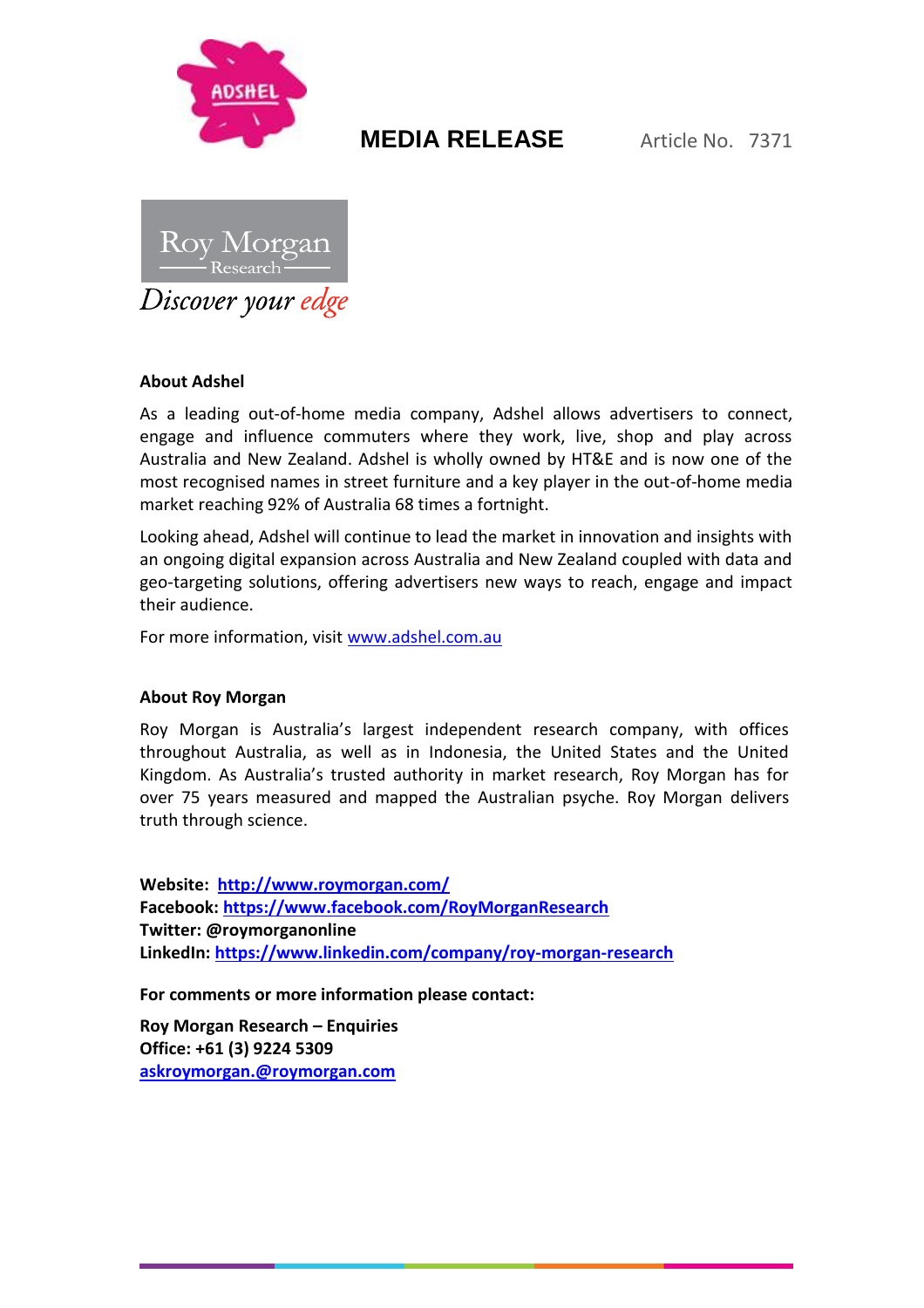**MEDIA RELEASE** Article No. 7371

Discover your edge

### About Adshel

As a leading out-of-home media company, Adshel allows advertisers to connect, engage and influence commuters where they work, live, shop and play across Australia and New Zealand. Adshel is wholly owned by HT&E and is now one of the most recognised names in street furniture and a key player in the out-of-home media market reaching 92% of Australia 68 times a fortnight.

Looking ahead, Adshel will continue to lead the market in innovation and insights with an ongoing digital expansion across Australia and New Zealand coupled with data and geo-targeting solutions, offering advertisers new ways to reach, engage and impact their audience.

For more information, visit [www.adshel.com.au](http://www.adshel.com.au)

### About Roy Morgan

Roy Morgan is Australia's largest independent research company, with offices throughout Australia, as well as in Indonesia, the United States and the United Kingdom. As Australia's trusted authority in market research, Roy Morgan has for over 75 years measured and mapped the Australian psyche. Roy Morgan delivers truth through science.

**Website: [http://www.roymorgan.com/](http://www.roymorgan.com/)**
**Facebook: [https://www.facebook.com/RoyMorganResearch](https://www.facebook.com/RoyMorganResearch)**
**Twitter: @roymorganonline**
**LinkedIn: [https://www.linkedin.com/company/roy-morgan-research](https://www.linkedin.com/company/roy-morgan-research)**

**For comments or more information please contact:**

**Roy Morgan Research – Enquiries**
**Office: +61 (3) 9224 5309**
**[askroymorgan.@roymorgan.com](mailto:askroymorgan.@roymorgan.com)**